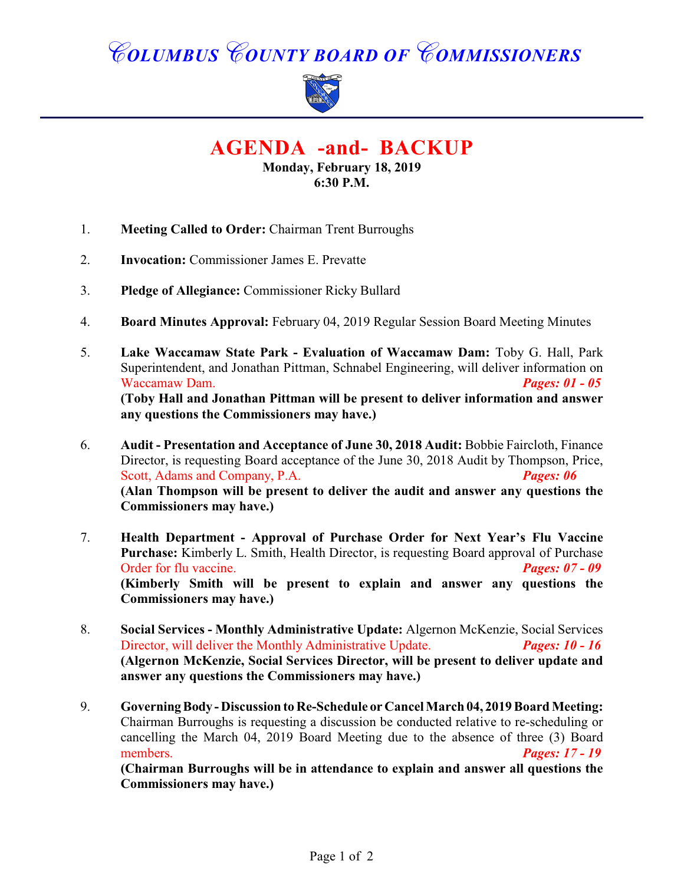# COLUMBUS COUNTY BOARD OF COMMISSIONERS

## AGENDA -and- BACKUP

**Monday, February 18, 2019**
**6:30 P.M.**

1. **Meeting Called to Order:** Chairman Trent Burroughs

2. **Invocation:** Commissioner James E. Prevatte

3. **Pledge of Allegiance:** Commissioner Ricky Bullard

4. **Board Minutes Approval:** February 04, 2019 Regular Session Board Meeting Minutes

5. **Lake Waccamaw State Park - Evaluation of Waccamaw Dam:** Toby G. Hall, Park Superintendent, and Jonathan Pittman, Schnabel Engineering, will deliver information on Waccamaw Dam. ***Pages: 01 - 05***
   **(Toby Hall and Jonathan Pittman will be present to deliver information and answer any questions the Commissioners may have.)**

6. **Audit - Presentation and Acceptance of June 30, 2018 Audit:** Bobbie Faircloth, Finance Director, is requesting Board acceptance of the June 30, 2018 Audit by Thompson, Price, Scott, Adams and Company, P.A. ***Pages: 06***
   **(Alan Thompson will be present to deliver the audit and answer any questions the Commissioners may have.)**

7. **Health Department - Approval of Purchase Order for Next Year's Flu Vaccine Purchase:** Kimberly L. Smith, Health Director, is requesting Board approval of Purchase Order for flu vaccine. ***Pages: 07 - 09***
   **(Kimberly Smith will be present to explain and answer any questions the Commissioners may have.)**

8. **Social Services - Monthly Administrative Update:** Algernon McKenzie, Social Services Director, will deliver the Monthly Administrative Update. ***Pages: 10 - 16***
   **(Algernon McKenzie, Social Services Director, will be present to deliver update and answer any questions the Commissioners may have.)**

9. **Governing Body - Discussion to Re-Schedule or Cancel March 04, 2019 Board Meeting:** Chairman Burroughs is requesting a discussion be conducted relative to re-scheduling or cancelling the March 04, 2019 Board Meeting due to the absence of three (3) Board members. ***Pages: 17 - 19***
   **(Chairman Burroughs will be in attendance to explain and answer all questions the Commissioners may have.)**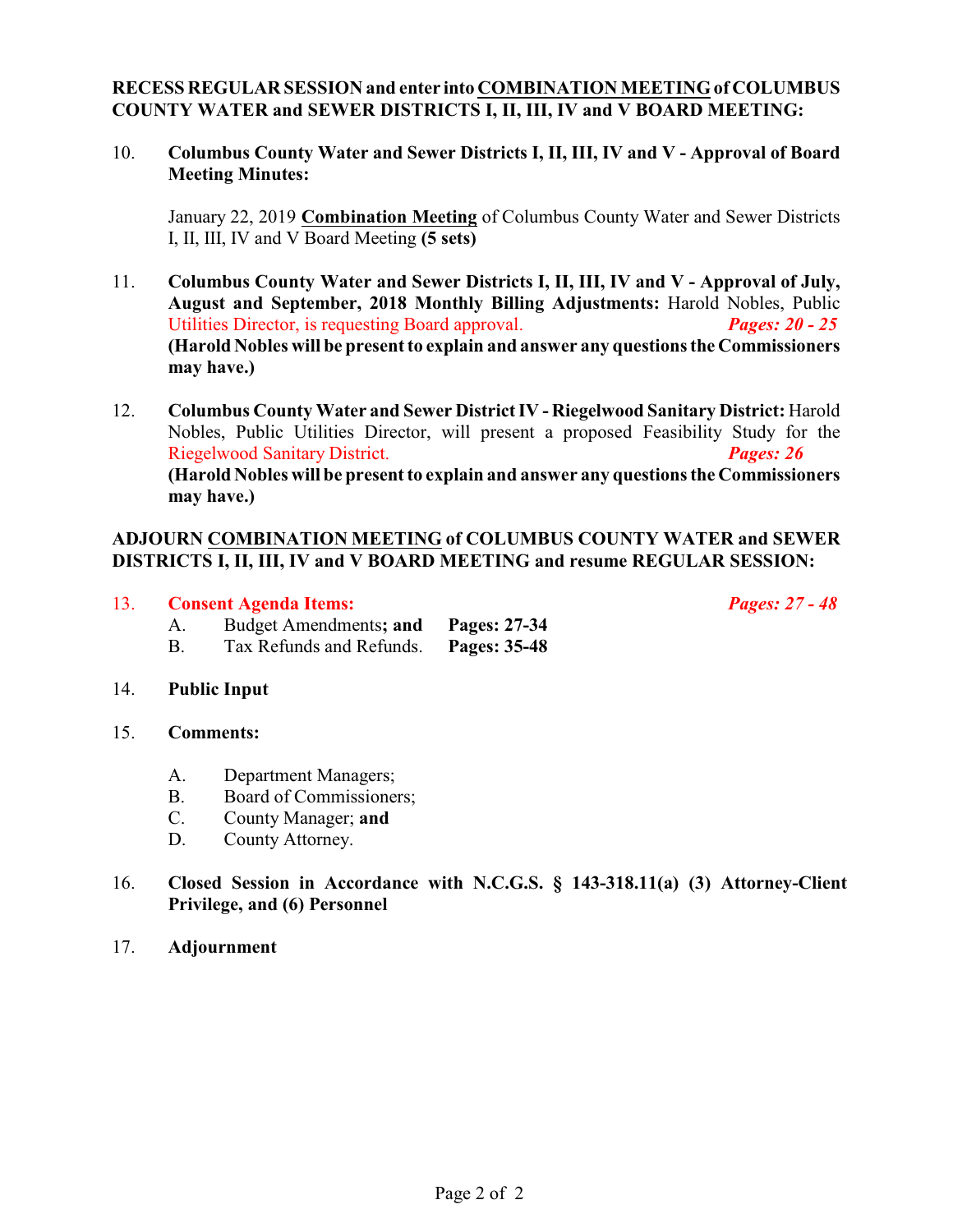**RECESS REGULAR SESSION and enter into <u>COMBINATION MEETING</u> of COLUMBUS COUNTY WATER and SEWER DISTRICTS I, II, III, IV and V BOARD MEETING:**

10. **Columbus County Water and Sewer Districts I, II, III, IV and V - Approval of Board Meeting Minutes:**

    January 22, 2019 **<u>Combination Meeting</u>** of Columbus County Water and Sewer Districts I, II, III, IV and V Board Meeting **(5 sets)**

11. **Columbus County Water and Sewer Districts I, II, III, IV and V - Approval of July, August and September, 2018 Monthly Billing Adjustments:** Harold Nobles, Public Utilities Director, is requesting Board approval. ***Pages: 20 - 25***
    **(Harold Nobles will be present to explain and answer any questions the Commissioners may have.)**

12. **Columbus County Water and Sewer District IV - Riegelwood Sanitary District:** Harold Nobles, Public Utilities Director, will present a proposed Feasibility Study for the Riegelwood Sanitary District. ***Pages: 26***
    **(Harold Nobles will be present to explain and answer any questions the Commissioners may have.)**

**ADJOURN <u>COMBINATION MEETING</u> of COLUMBUS COUNTY WATER and SEWER DISTRICTS I, II, III, IV and V BOARD MEETING and resume REGULAR SESSION:**

13. **Consent Agenda Items:** ***Pages: 27 - 48***
    A. Budget Amendments**; and** **Pages: 27-34**
    B. Tax Refunds and Refunds. **Pages: 35-48**

14. **Public Input**

15. **Comments:**

    A. Department Managers;
    B. Board of Commissioners;
    C. County Manager; **and**
    D. County Attorney.

16. **Closed Session in Accordance with N.C.G.S. § 143-318.11(a) (3) Attorney-Client Privilege, and (6) Personnel**

17. **Adjournment**